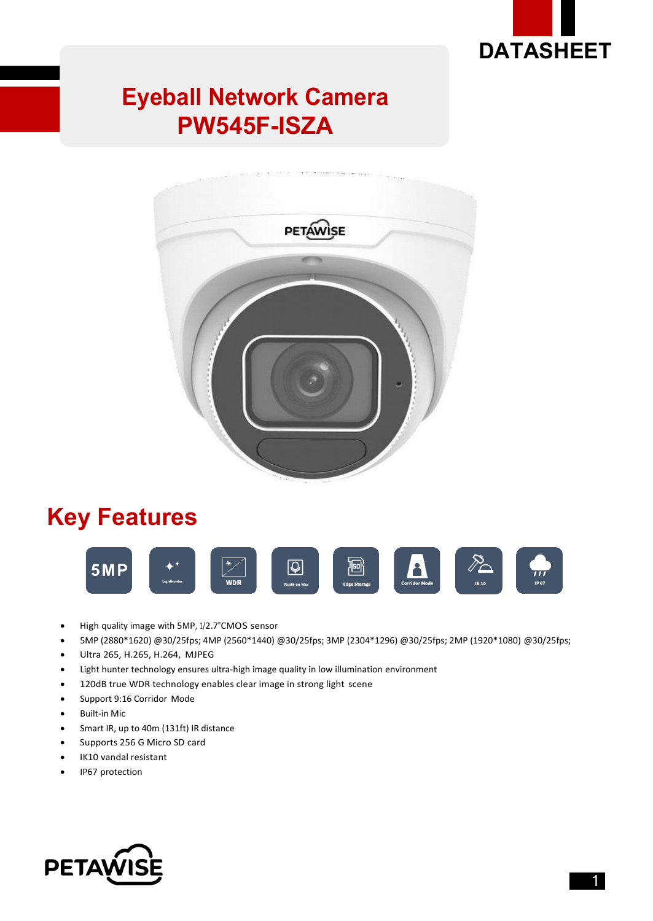DATASHEET

# Eyeball Network Camera
# PW545F-ISZA

## Key Features

- High quality image with 5MP, 1/2.7"CMOS sensor
- 5MP (2880*1620) @30/25fps; 4MP (2560*1440) @30/25fps; 3MP (2304*1296) @30/25fps; 2MP (1920*1080) @30/25fps;
- Ultra 265, H.265, H.264, MJPEG
- Light hunter technology ensures ultra-high image quality in low illumination environment
- 120dB true WDR technology enables clear image in strong light scene
- Support 9:16 Corridor Mode
- Built-in Mic
- Smart IR, up to 40m (131ft) IR distance
- Supports 256 G Micro SD card
- IK10 vandal resistant
- IP67 protection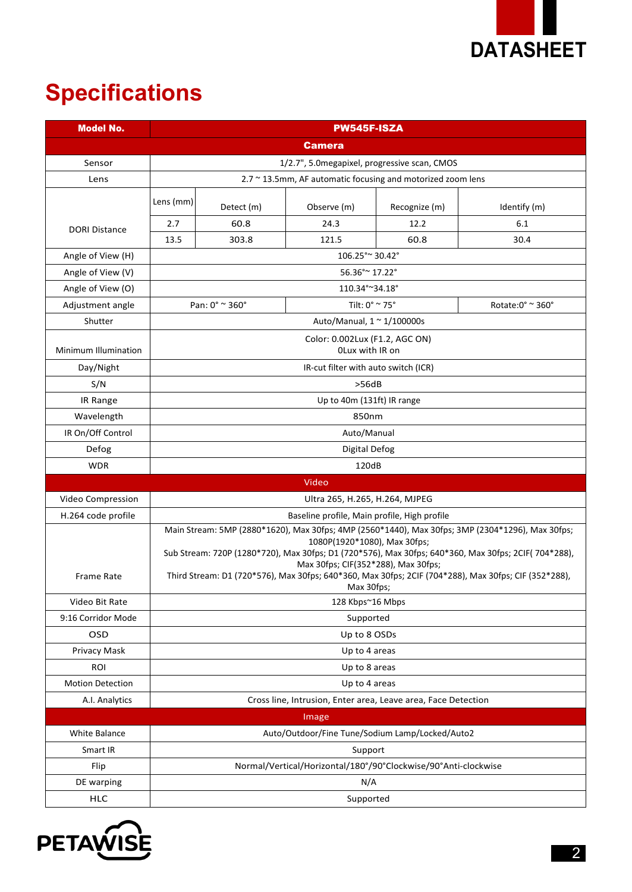# Specifications

| Model No. | PW545F-ISZA | | | | |
|---|---|---|---|---|---|
| **Camera** | | | | | |
| Sensor | 1/2.7", 5.0megapixel, progressive scan, CMOS | | | | |
| Lens | 2.7 ~ 13.5mm, AF automatic focusing and motorized zoom lens | | | | |
| DORI Distance | Lens (mm) | Detect (m) | Observe (m) | Recognize (m) | Identify (m) |
| | 2.7 | 60.8 | 24.3 | 12.2 | 6.1 |
| | 13.5 | 303.8 | 121.5 | 60.8 | 30.4 |
| Angle of View (H) | 106.25°~ 30.42° | | | | |
| Angle of View (V) | 56.36°~ 17.22° | | | | |
| Angle of View (O) | 110.34°~34.18° | | | | |
| Adjustment angle | Pan: 0° ~ 360° | | Tilt: 0° ~ 75° | | Rotate:0° ~ 360° |
| Shutter | Auto/Manual, 1 ~ 1/100000s | | | | |
| Minimum Illumination | Color: 0.002Lux (F1.2, AGC ON)<br>0Lux with IR on | | | | |
| Day/Night | IR-cut filter with auto switch (ICR) | | | | |
| S/N | >56dB | | | | |
| IR Range | Up to 40m (131ft) IR range | | | | |
| Wavelength | 850nm | | | | |
| IR On/Off Control | Auto/Manual | | | | |
| Defog | Digital Defog | | | | |
| WDR | 120dB | | | | |
| **Video** | | | | | |
| Video Compression | Ultra 265, H.265, H.264, MJPEG | | | | |
| H.264 code profile | Baseline profile, Main profile, High profile | | | | |
| Frame Rate | Main Stream: 5MP (2880*1620), Max 30fps; 4MP (2560*1440), Max 30fps; 3MP (2304*1296), Max 30fps; 1080P(1920*1080), Max 30fps;<br>Sub Stream: 720P (1280*720), Max 30fps; D1 (720*576), Max 30fps; 640*360, Max 30fps; 2CIF( 704*288), Max 30fps; CIF(352*288), Max 30fps;<br>Third Stream: D1 (720*576), Max 30fps; 640*360, Max 30fps; 2CIF (704*288), Max 30fps; CIF (352*288), Max 30fps; | | | | |
| Video Bit Rate | 128 Kbps~16 Mbps | | | | |
| 9:16 Corridor Mode | Supported | | | | |
| OSD | Up to 8 OSDs | | | | |
| Privacy Mask | Up to 4 areas | | | | |
| ROI | Up to 8 areas | | | | |
| Motion Detection | Up to 4 areas | | | | |
| A.I. Analytics | Cross line, Intrusion, Enter area, Leave area, Face Detection | | | | |
| **Image** | | | | | |
| White Balance | Auto/Outdoor/Fine Tune/Sodium Lamp/Locked/Auto2 | | | | |
| Smart IR | Support | | | | |
| Flip | Normal/Vertical/Horizontal/180°/90°Clockwise/90°Anti-clockwise | | | | |
| DE warping | N/A | | | | |
| HLC | Supported | | | | |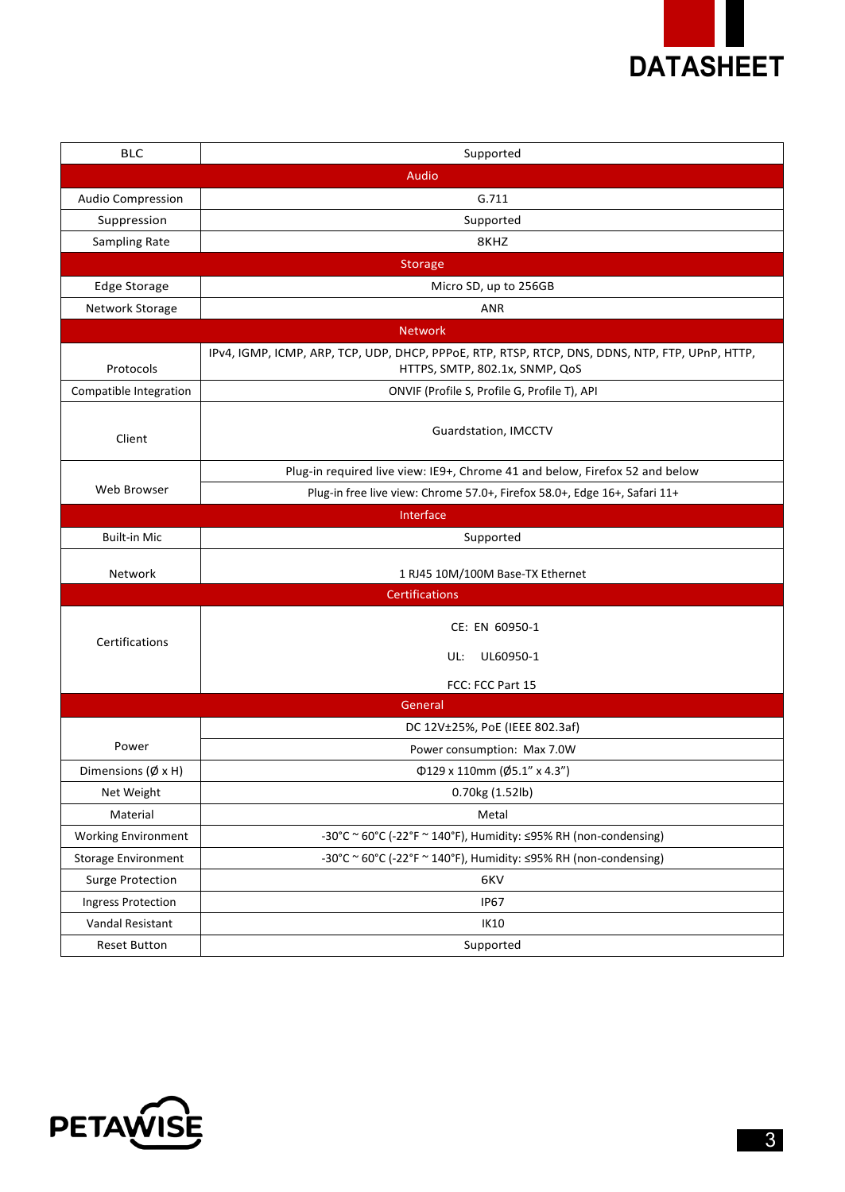| | |
|---|---|
| BLC | Supported |
| **Audio** | |
| Audio Compression | G.711 |
| Suppression | Supported |
| Sampling Rate | 8KHZ |
| **Storage** | |
| Edge Storage | Micro SD, up to 256GB |
| Network Storage | ANR |
| **Network** | |
| Protocols | IPv4, IGMP, ICMP, ARP, TCP, UDP, DHCP, PPPoE, RTP, RTSP, RTCP, DNS, DDNS, NTP, FTP, UPnP, HTTP, HTTPS, SMTP, 802.1x, SNMP, QoS |
| Compatible Integration | ONVIF (Profile S, Profile G, Profile T), API |
| Client | Guardstation, IMCCTV |
| Web Browser | Plug-in required live view: IE9+, Chrome 41 and below, Firefox 52 and below |
| | Plug-in free live view: Chrome 57.0+, Firefox 58.0+, Edge 16+, Safari 11+ |
| **Interface** | |
| Built-in Mic | Supported |
| Network | 1 RJ45 10M/100M Base-TX Ethernet |
| **Certifications** | |
| Certifications | CE: EN 60950-1<br>UL: UL60950-1<br>FCC: FCC Part 15 |
| **General** | |
| Power | DC 12V±25%, PoE (IEEE 802.3af) |
| | Power consumption: Max 7.0W |
| Dimensions (Ø x H) | Φ129 x 110mm (Ø5.1" x 4.3") |
| Net Weight | 0.70kg (1.52lb) |
| Material | Metal |
| Working Environment | -30°C ~ 60°C (-22°F ~ 140°F), Humidity: ≤95% RH (non-condensing) |
| Storage Environment | -30°C ~ 60°C (-22°F ~ 140°F), Humidity: ≤95% RH (non-condensing) |
| Surge Protection | 6KV |
| Ingress Protection | IP67 |
| Vandal Resistant | IK10 |
| Reset Button | Supported |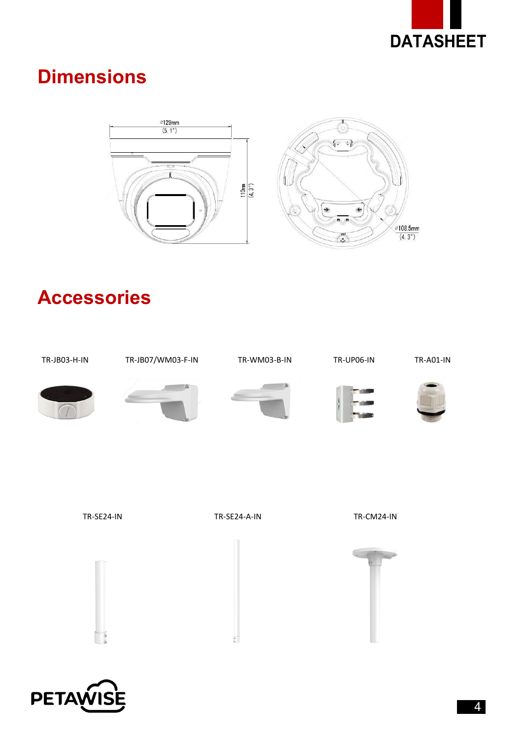# Dimensions

⌀129mm
(5.1")

110mm
(4.3")

⌀108.5mm
(4.3")

# Accessories

TR-JB03-H-IN

TR-JB07/WM03-F-IN

TR-WM03-B-IN

TR-UP06-IN

TR-A01-IN

TR-SE24-IN

TR-SE24-A-IN

TR-CM24-IN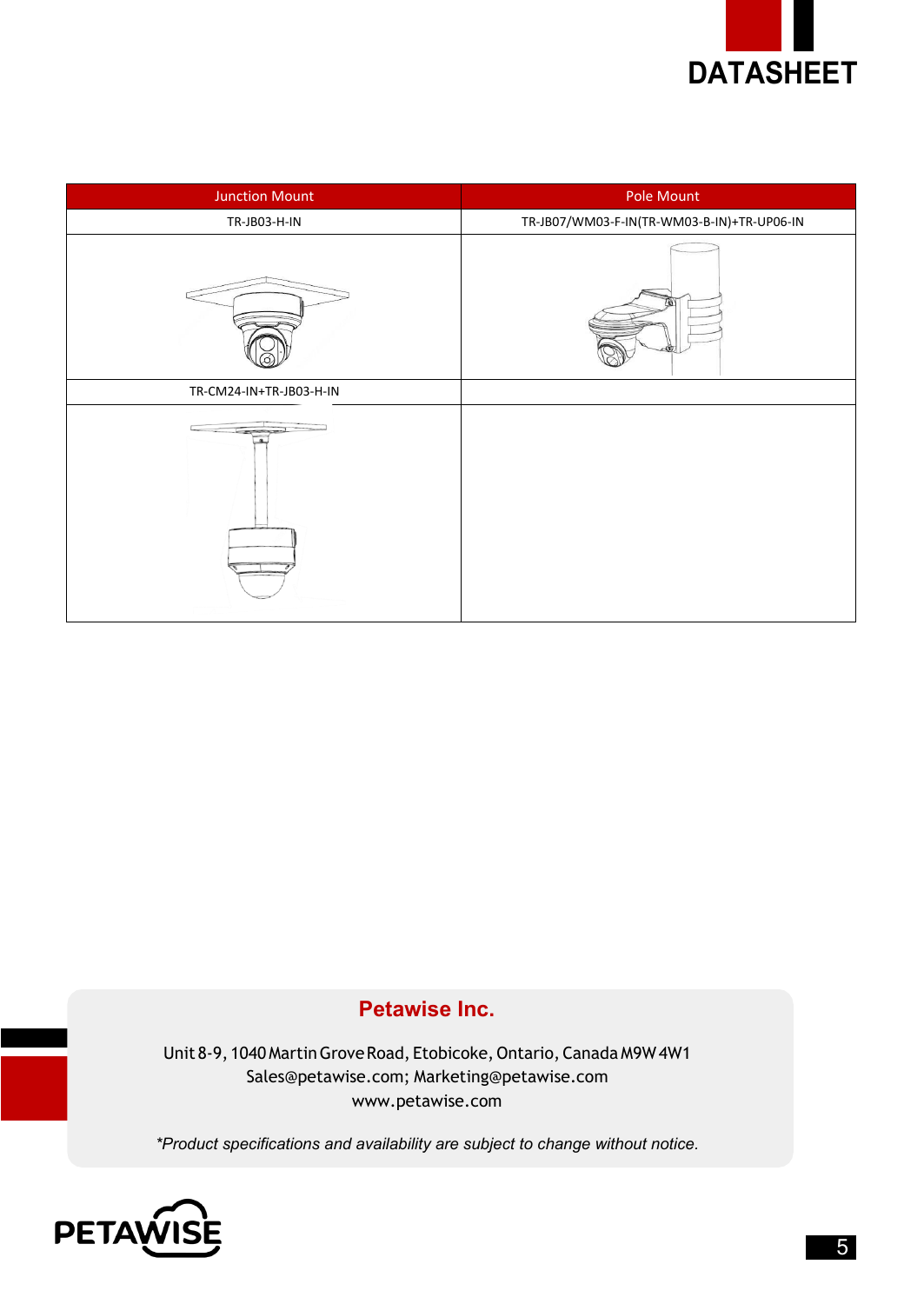| Junction Mount | Pole Mount |
| --- | --- |
| TR-JB03-H-IN | TR-JB07/WM03-F-IN(TR-WM03-B-IN)+TR-UP06-IN |
| | |
| TR-CM24-IN+TR-JB03-H-IN | |
| | |

**Petawise Inc.**

Unit 8-9, 1040 Martin Grove Road, Etobicoke, Ontario, Canada M9W 4W1
Sales@petawise.com; Marketing@petawise.com
www.petawise.com

*\*Product specifications and availability are subject to change without notice.*